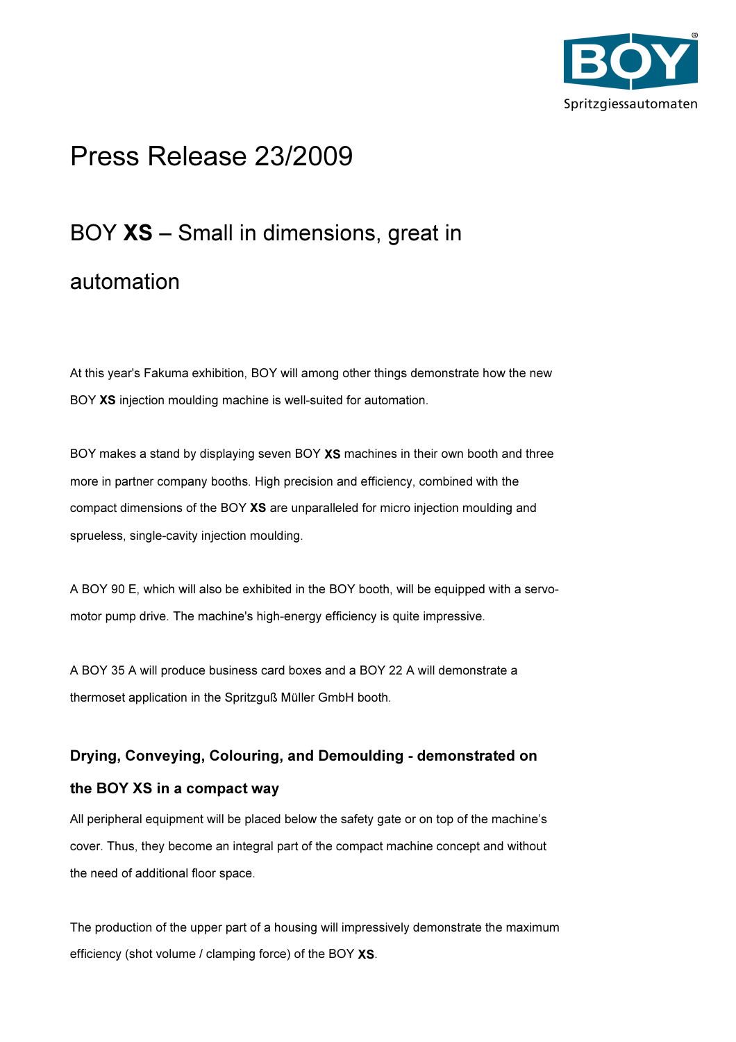# Press Release 23/2009

## BOY **XS** – Small in dimensions, great in automation

At this year's Fakuma exhibition, BOY will among other things demonstrate how the new BOY **XS** injection moulding machine is well-suited for automation.

BOY makes a stand by displaying seven BOY **XS** machines in their own booth and three more in partner company booths. High precision and efficiency, combined with the compact dimensions of the BOY **XS** are unparalleled for micro injection moulding and sprueless, single-cavity injection moulding.

A BOY 90 E, which will also be exhibited in the BOY booth, will be equipped with a servo-motor pump drive. The machine's high-energy efficiency is quite impressive.

A BOY 35 A will produce business card boxes and a BOY 22 A will demonstrate a thermoset application in the Spritzguß Müller GmbH booth.

### Drying, Conveying, Colouring, and Demoulding - demonstrated on the BOY XS in a compact way

All peripheral equipment will be placed below the safety gate or on top of the machine's cover. Thus, they become an integral part of the compact machine concept and without the need of additional floor space.

The production of the upper part of a housing will impressively demonstrate the maximum efficiency (shot volume / clamping force) of the BOY **XS**.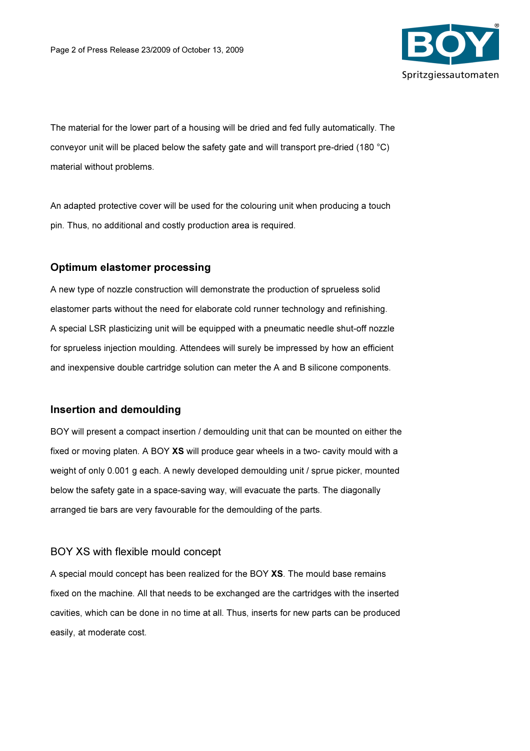The material for the lower part of a housing will be dried and fed fully automatically. The conveyor unit will be placed below the safety gate and will transport pre-dried (180 °C) material without problems.

An adapted protective cover will be used for the colouring unit when producing a touch pin. Thus, no additional and costly production area is required.

## Optimum elastomer processing

A new type of nozzle construction will demonstrate the production of sprueless solid elastomer parts without the need for elaborate cold runner technology and refinishing. A special LSR plasticizing unit will be equipped with a pneumatic needle shut-off nozzle for sprueless injection moulding. Attendees will surely be impressed by how an efficient and inexpensive double cartridge solution can meter the A and B silicone components.

## Insertion and demoulding

BOY will present a compact insertion / demoulding unit that can be mounted on either the fixed or moving platen. A BOY **XS** will produce gear wheels in a two- cavity mould with a weight of only 0.001 g each. A newly developed demoulding unit / sprue picker, mounted below the safety gate in a space-saving way, will evacuate the parts. The diagonally arranged tie bars are very favourable for the demoulding of the parts.

## BOY XS with flexible mould concept

A special mould concept has been realized for the BOY **XS**. The mould base remains fixed on the machine. All that needs to be exchanged are the cartridges with the inserted cavities, which can be done in no time at all. Thus, inserts for new parts can be produced easily, at moderate cost.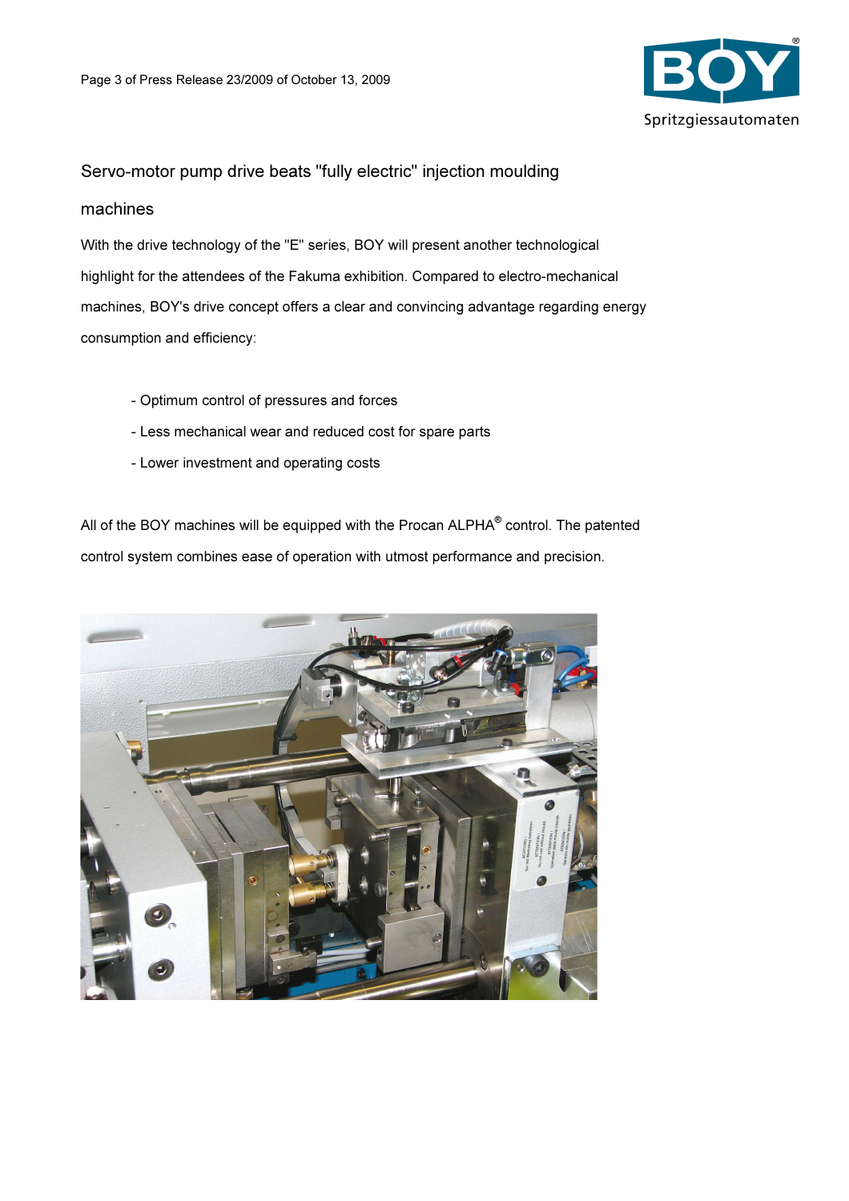## Servo-motor pump drive beats "fully electric" injection moulding machines

With the drive technology of the "E" series, BOY will present another technological highlight for the attendees of the Fakuma exhibition. Compared to electro-mechanical machines, BOY's drive concept offers a clear and convincing advantage regarding energy consumption and efficiency:

- Optimum control of pressures and forces
- Less mechanical wear and reduced cost for spare parts
- Lower investment and operating costs

All of the BOY machines will be equipped with the Procan ALPHA® control. The patented control system combines ease of operation with utmost performance and precision.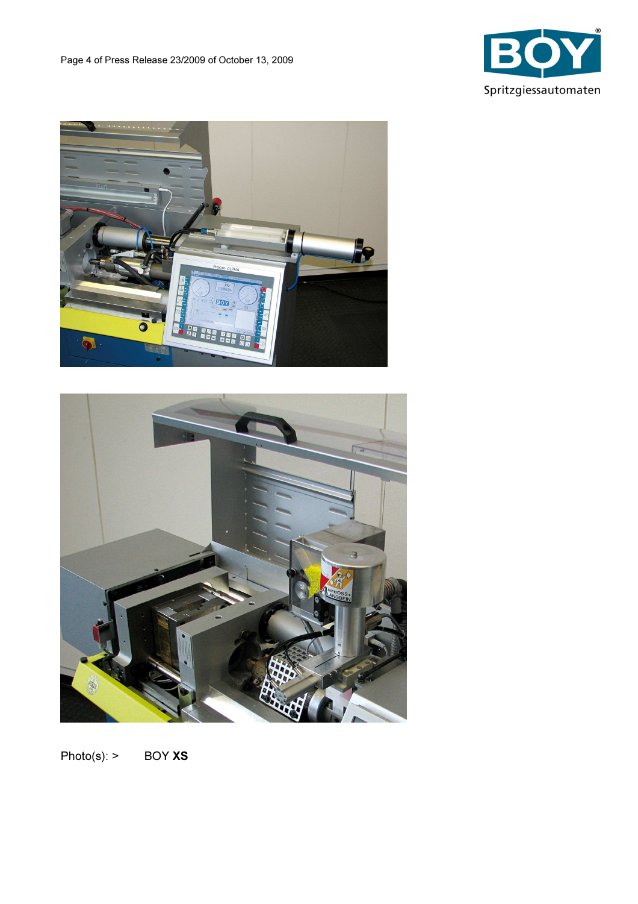Photo(s): > BOY **XS**